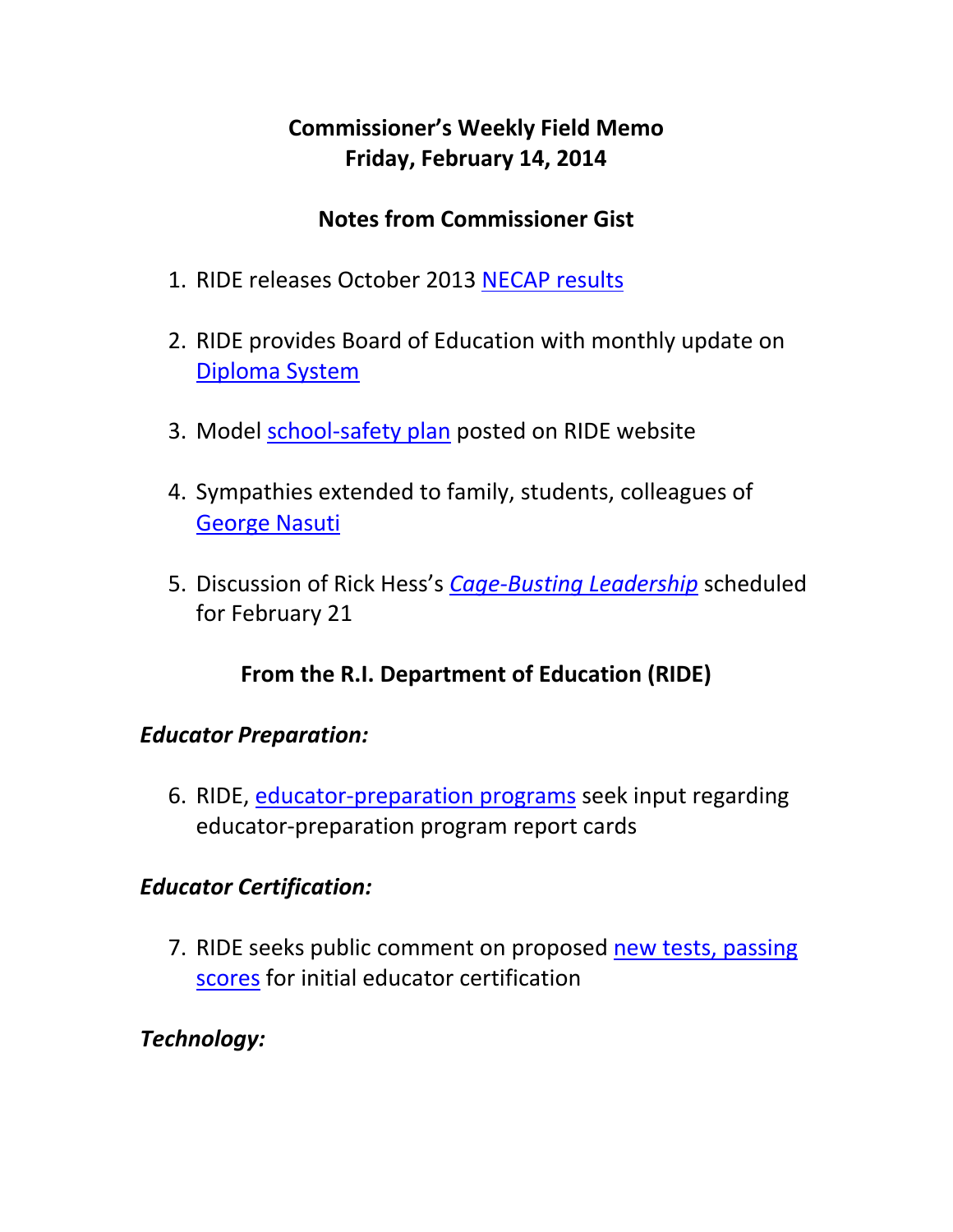# Commissioner's Weekly Field Memo
# Friday, February 14, 2014

## Notes from Commissioner Gist

1. RIDE releases October 2013 NECAP results

2. RIDE provides Board of Education with monthly update on Diploma System

3. Model school-safety plan posted on RIDE website

4. Sympathies extended to family, students, colleagues of George Nasuti

5. Discussion of Rick Hess's *Cage-Busting Leadership* scheduled for February 21

## From the R.I. Department of Education (RIDE)

### *Educator Preparation:*

6. RIDE, educator-preparation programs seek input regarding educator-preparation program report cards

### *Educator Certification:*

7. RIDE seeks public comment on proposed new tests, passing scores for initial educator certification

### *Technology:*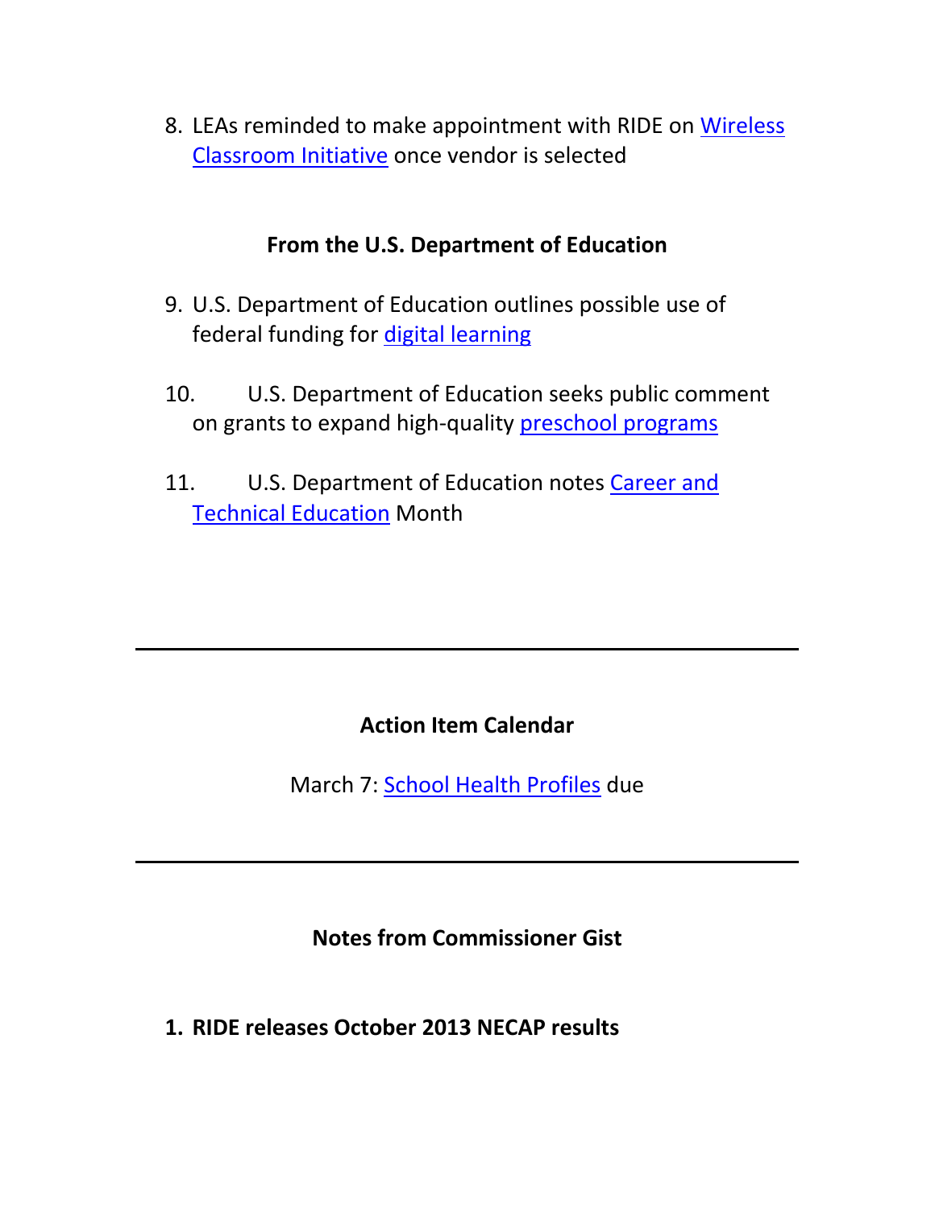8. LEAs reminded to make appointment with RIDE on Wireless Classroom Initiative once vendor is selected

### From the U.S. Department of Education

9. U.S. Department of Education outlines possible use of federal funding for digital learning

10. U.S. Department of Education seeks public comment on grants to expand high-quality preschool programs

11. U.S. Department of Education notes Career and Technical Education Month

---

### Action Item Calendar

March 7: School Health Profiles due

---

### Notes from Commissioner Gist

**1. RIDE releases October 2013 NECAP results**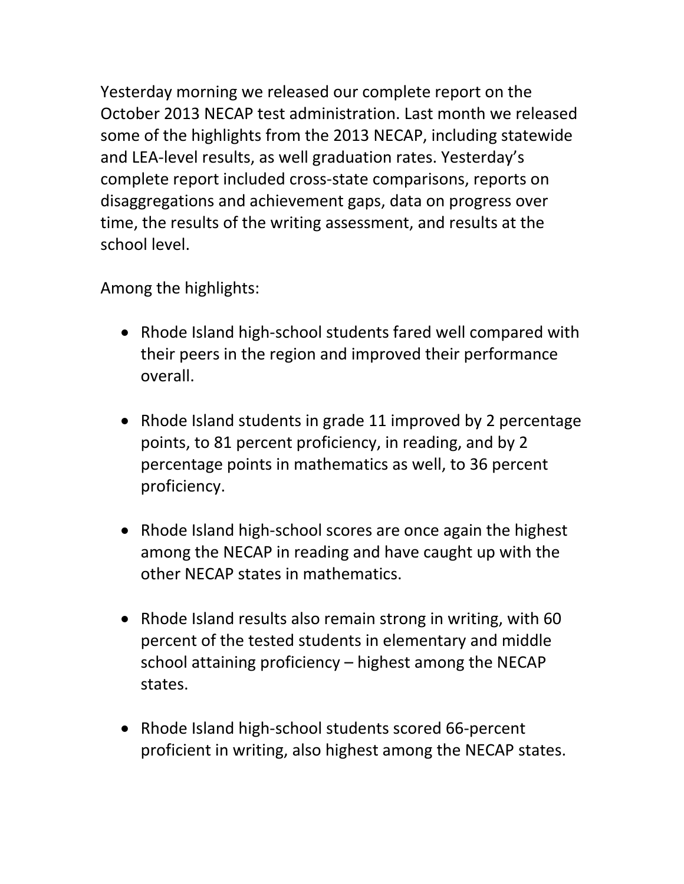Yesterday morning we released our complete report on the October 2013 NECAP test administration. Last month we released some of the highlights from the 2013 NECAP, including statewide and LEA-level results, as well graduation rates. Yesterday's complete report included cross-state comparisons, reports on disaggregations and achievement gaps, data on progress over time, the results of the writing assessment, and results at the school level.

Among the highlights:

- Rhode Island high-school students fared well compared with their peers in the region and improved their performance overall.
- Rhode Island students in grade 11 improved by 2 percentage points, to 81 percent proficiency, in reading, and by 2 percentage points in mathematics as well, to 36 percent proficiency.
- Rhode Island high-school scores are once again the highest among the NECAP in reading and have caught up with the other NECAP states in mathematics.
- Rhode Island results also remain strong in writing, with 60 percent of the tested students in elementary and middle school attaining proficiency – highest among the NECAP states.
- Rhode Island high-school students scored 66-percent proficient in writing, also highest among the NECAP states.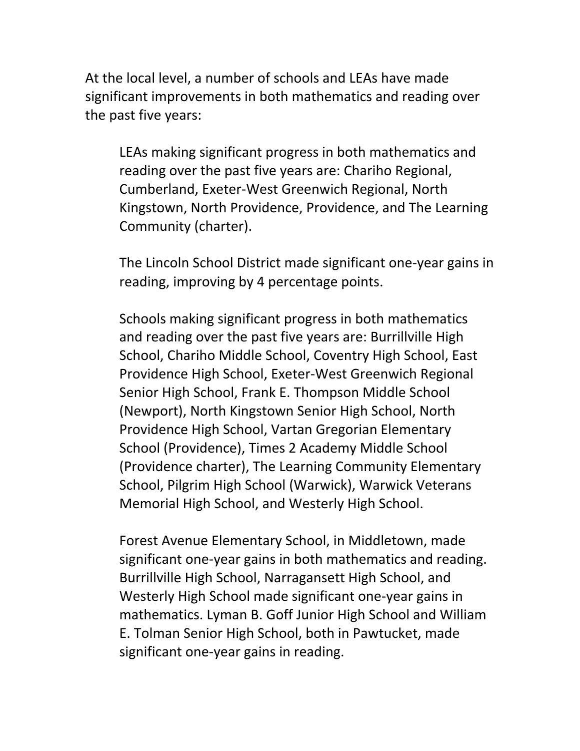At the local level, a number of schools and LEAs have made significant improvements in both mathematics and reading over the past five years:

> LEAs making significant progress in both mathematics and reading over the past five years are: Chariho Regional, Cumberland, Exeter-West Greenwich Regional, North Kingstown, North Providence, Providence, and The Learning Community (charter).
>
> The Lincoln School District made significant one-year gains in reading, improving by 4 percentage points.
>
> Schools making significant progress in both mathematics and reading over the past five years are: Burrillville High School, Chariho Middle School, Coventry High School, East Providence High School, Exeter-West Greenwich Regional Senior High School, Frank E. Thompson Middle School (Newport), North Kingstown Senior High School, North Providence High School, Vartan Gregorian Elementary School (Providence), Times 2 Academy Middle School (Providence charter), The Learning Community Elementary School, Pilgrim High School (Warwick), Warwick Veterans Memorial High School, and Westerly High School.
>
> Forest Avenue Elementary School, in Middletown, made significant one-year gains in both mathematics and reading. Burrillville High School, Narragansett High School, and Westerly High School made significant one-year gains in mathematics. Lyman B. Goff Junior High School and William E. Tolman Senior High School, both in Pawtucket, made significant one-year gains in reading.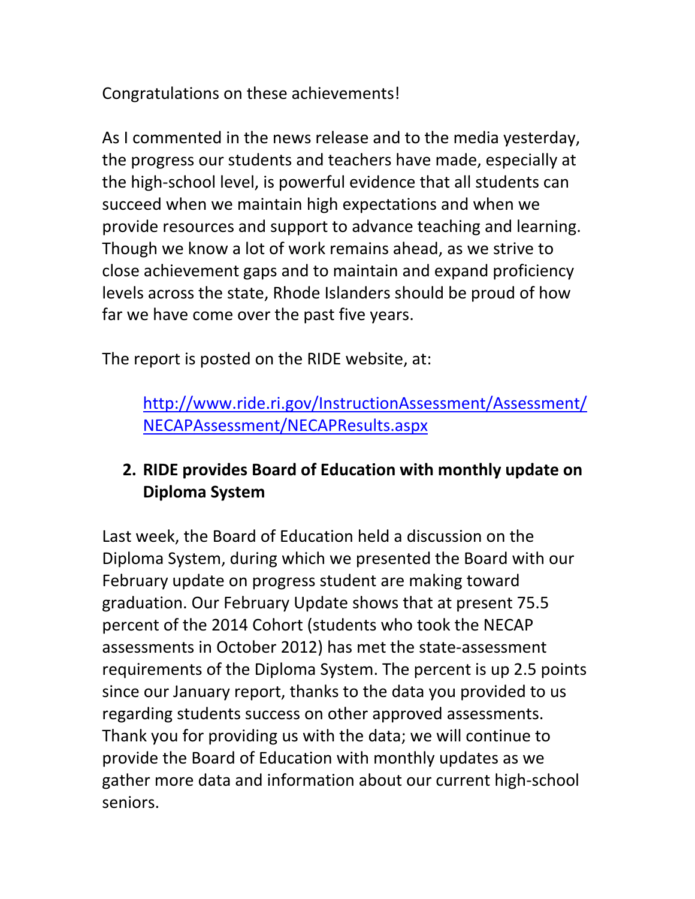Congratulations on these achievements!

As I commented in the news release and to the media yesterday, the progress our students and teachers have made, especially at the high-school level, is powerful evidence that all students can succeed when we maintain high expectations and when we provide resources and support to advance teaching and learning. Though we know a lot of work remains ahead, as we strive to close achievement gaps and to maintain and expand proficiency levels across the state, Rhode Islanders should be proud of how far we have come over the past five years.

The report is posted on the RIDE website, at:

> [http://www.ride.ri.gov/InstructionAssessment/Assessment/NECAPAssessment/NECAPResults.aspx](http://www.ride.ri.gov/InstructionAssessment/Assessment/NECAPAssessment/NECAPResults.aspx)

2. **RIDE provides Board of Education with monthly update on Diploma System**

Last week, the Board of Education held a discussion on the Diploma System, during which we presented the Board with our February update on progress student are making toward graduation. Our February Update shows that at present 75.5 percent of the 2014 Cohort (students who took the NECAP assessments in October 2012) has met the state-assessment requirements of the Diploma System. The percent is up 2.5 points since our January report, thanks to the data you provided to us regarding students success on other approved assessments. Thank you for providing us with the data; we will continue to provide the Board of Education with monthly updates as we gather more data and information about our current high-school seniors.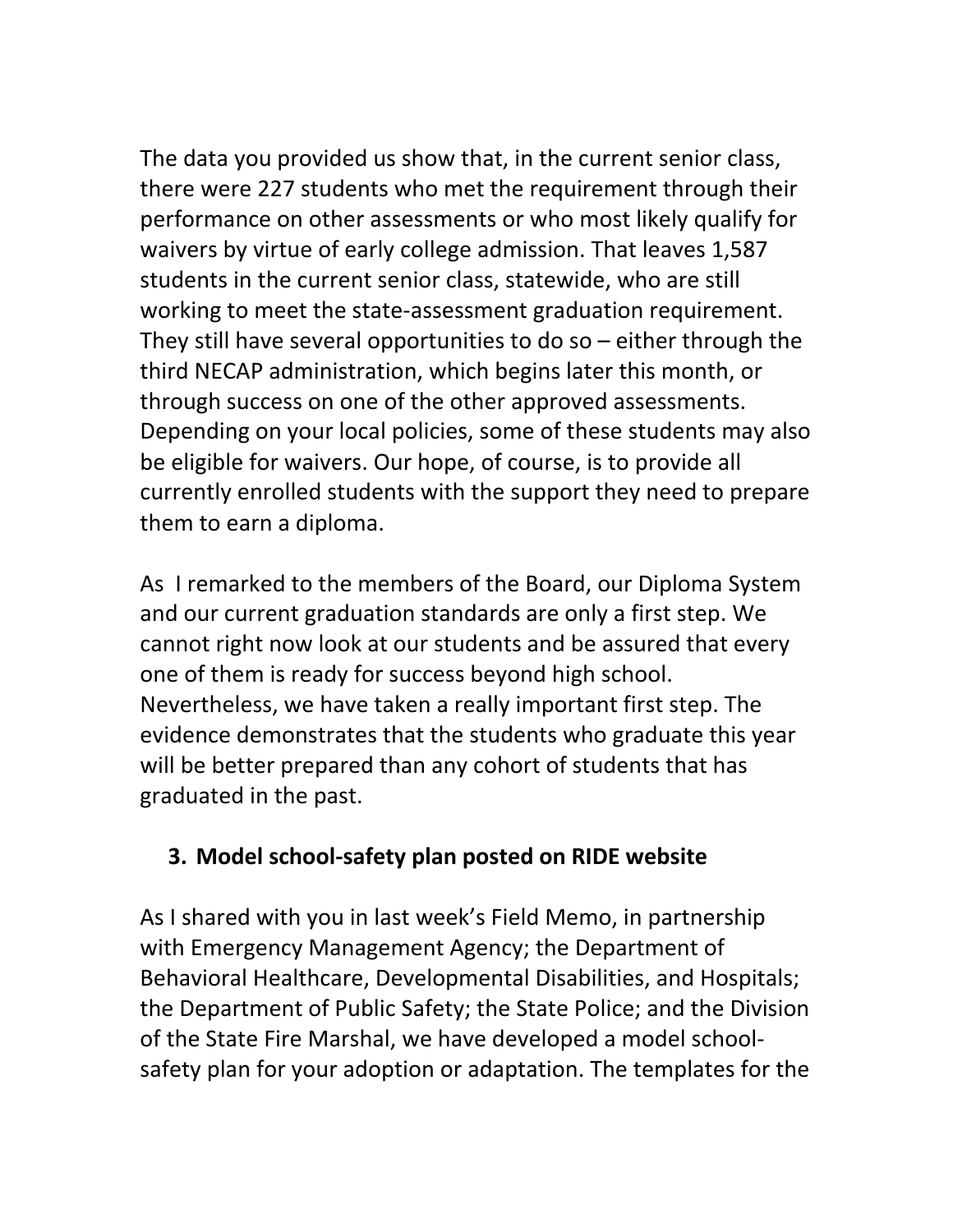The data you provided us show that, in the current senior class, there were 227 students who met the requirement through their performance on other assessments or who most likely qualify for waivers by virtue of early college admission. That leaves 1,587 students in the current senior class, statewide, who are still working to meet the state-assessment graduation requirement. They still have several opportunities to do so – either through the third NECAP administration, which begins later this month, or through success on one of the other approved assessments. Depending on your local policies, some of these students may also be eligible for waivers. Our hope, of course, is to provide all currently enrolled students with the support they need to prepare them to earn a diploma.

As I remarked to the members of the Board, our Diploma System and our current graduation standards are only a first step. We cannot right now look at our students and be assured that every one of them is ready for success beyond high school. Nevertheless, we have taken a really important first step. The evidence demonstrates that the students who graduate this year will be better prepared than any cohort of students that has graduated in the past.

## 3. Model school-safety plan posted on RIDE website

As I shared with you in last week's Field Memo, in partnership with Emergency Management Agency; the Department of Behavioral Healthcare, Developmental Disabilities, and Hospitals; the Department of Public Safety; the State Police; and the Division of the State Fire Marshal, we have developed a model school-safety plan for your adoption or adaptation. The templates for the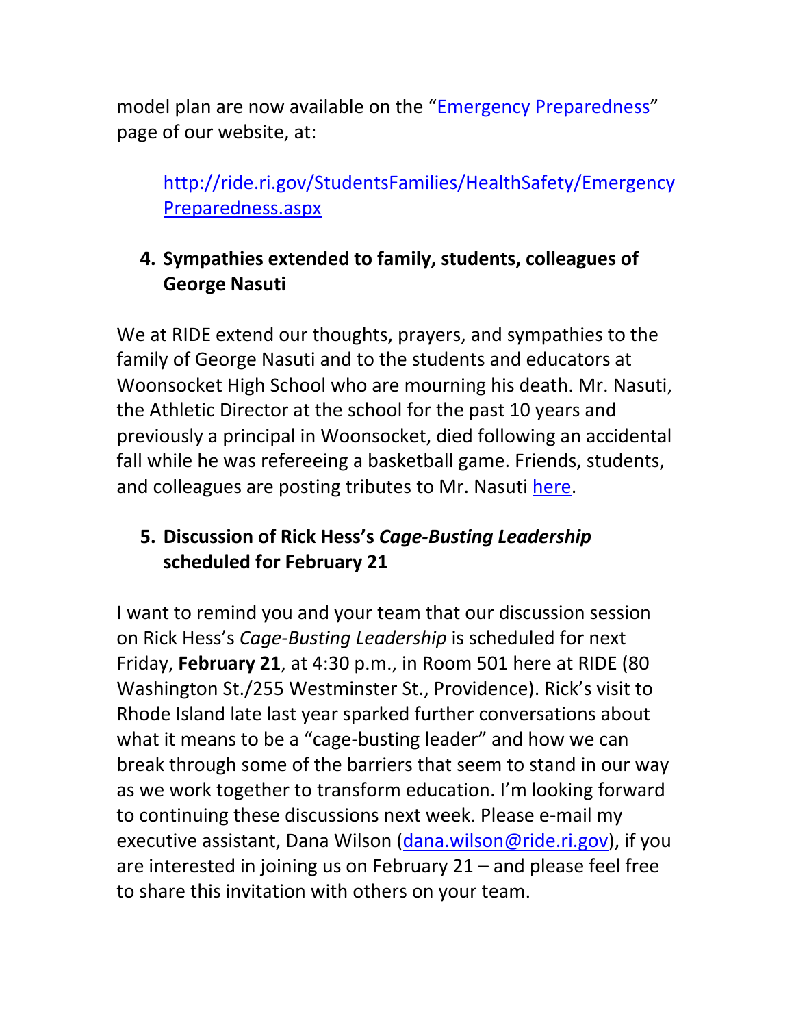model plan are now available on the "Emergency Preparedness" page of our website, at:

> http://ride.ri.gov/StudentsFamilies/HealthSafety/EmergencyPreparedness.aspx

4. **Sympathies extended to family, students, colleagues of George Nasuti**

We at RIDE extend our thoughts, prayers, and sympathies to the family of George Nasuti and to the students and educators at Woonsocket High School who are mourning his death. Mr. Nasuti, the Athletic Director at the school for the past 10 years and previously a principal in Woonsocket, died following an accidental fall while he was refereeing a basketball game. Friends, students, and colleagues are posting tributes to Mr. Nasuti here.

5. **Discussion of Rick Hess's *Cage-Busting Leadership* scheduled for February 21**

I want to remind you and your team that our discussion session on Rick Hess's *Cage-Busting Leadership* is scheduled for next Friday, **February 21**, at 4:30 p.m., in Room 501 here at RIDE (80 Washington St./255 Westminster St., Providence). Rick's visit to Rhode Island late last year sparked further conversations about what it means to be a "cage-busting leader" and how we can break through some of the barriers that seem to stand in our way as we work together to transform education. I'm looking forward to continuing these discussions next week. Please e-mail my executive assistant, Dana Wilson (dana.wilson@ride.ri.gov), if you are interested in joining us on February 21 – and please feel free to share this invitation with others on your team.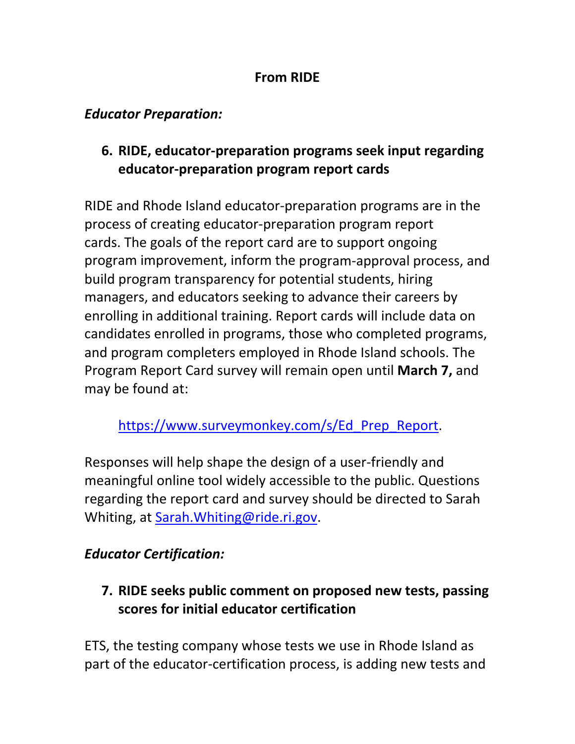**From RIDE**

***Educator Preparation:***

6. **RIDE, educator-preparation programs seek input regarding educator-preparation program report cards**

RIDE and Rhode Island educator-preparation programs are in the process of creating educator-preparation program report cards. The goals of the report card are to support ongoing program improvement, inform the program-approval process, and build program transparency for potential students, hiring managers, and educators seeking to advance their careers by enrolling in additional training. Report cards will include data on candidates enrolled in programs, those who completed programs, and program completers employed in Rhode Island schools. The Program Report Card survey will remain open until **March 7,** and may be found at:

[https://www.surveymonkey.com/s/Ed_Prep_Report](https://www.surveymonkey.com/s/Ed_Prep_Report).

Responses will help shape the design of a user-friendly and meaningful online tool widely accessible to the public. Questions regarding the report card and survey should be directed to Sarah Whiting, at [Sarah.Whiting@ride.ri.gov](mailto:Sarah.Whiting@ride.ri.gov).

***Educator Certification:***

7. **RIDE seeks public comment on proposed new tests, passing scores for initial educator certification**

ETS, the testing company whose tests we use in Rhode Island as part of the educator-certification process, is adding new tests and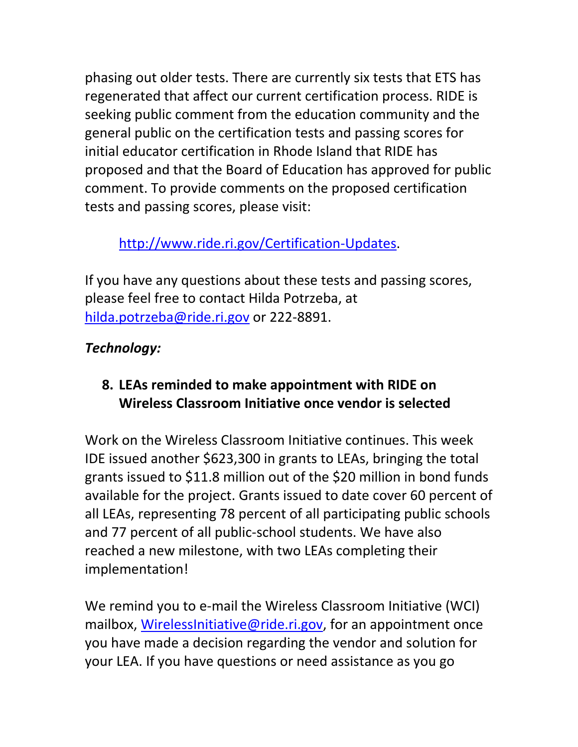phasing out older tests. There are currently six tests that ETS has regenerated that affect our current certification process. RIDE is seeking public comment from the education community and the general public on the certification tests and passing scores for initial educator certification in Rhode Island that RIDE has proposed and that the Board of Education has approved for public comment. To provide comments on the proposed certification tests and passing scores, please visit:

> http://www.ride.ri.gov/Certification-Updates.

If you have any questions about these tests and passing scores, please feel free to contact Hilda Potrzeba, at hilda.potrzeba@ride.ri.gov or 222-8891.

***Technology:***

**8. LEAs reminded to make appointment with RIDE on Wireless Classroom Initiative once vendor is selected**

Work on the Wireless Classroom Initiative continues. This week IDE issued another $623,300 in grants to LEAs, bringing the total grants issued to $11.8 million out of the $20 million in bond funds available for the project. Grants issued to date cover 60 percent of all LEAs, representing 78 percent of all participating public schools and 77 percent of all public-school students. We have also reached a new milestone, with two LEAs completing their implementation!

We remind you to e-mail the Wireless Classroom Initiative (WCI) mailbox, WirelessInitiative@ride.ri.gov, for an appointment once you have made a decision regarding the vendor and solution for your LEA. If you have questions or need assistance as you go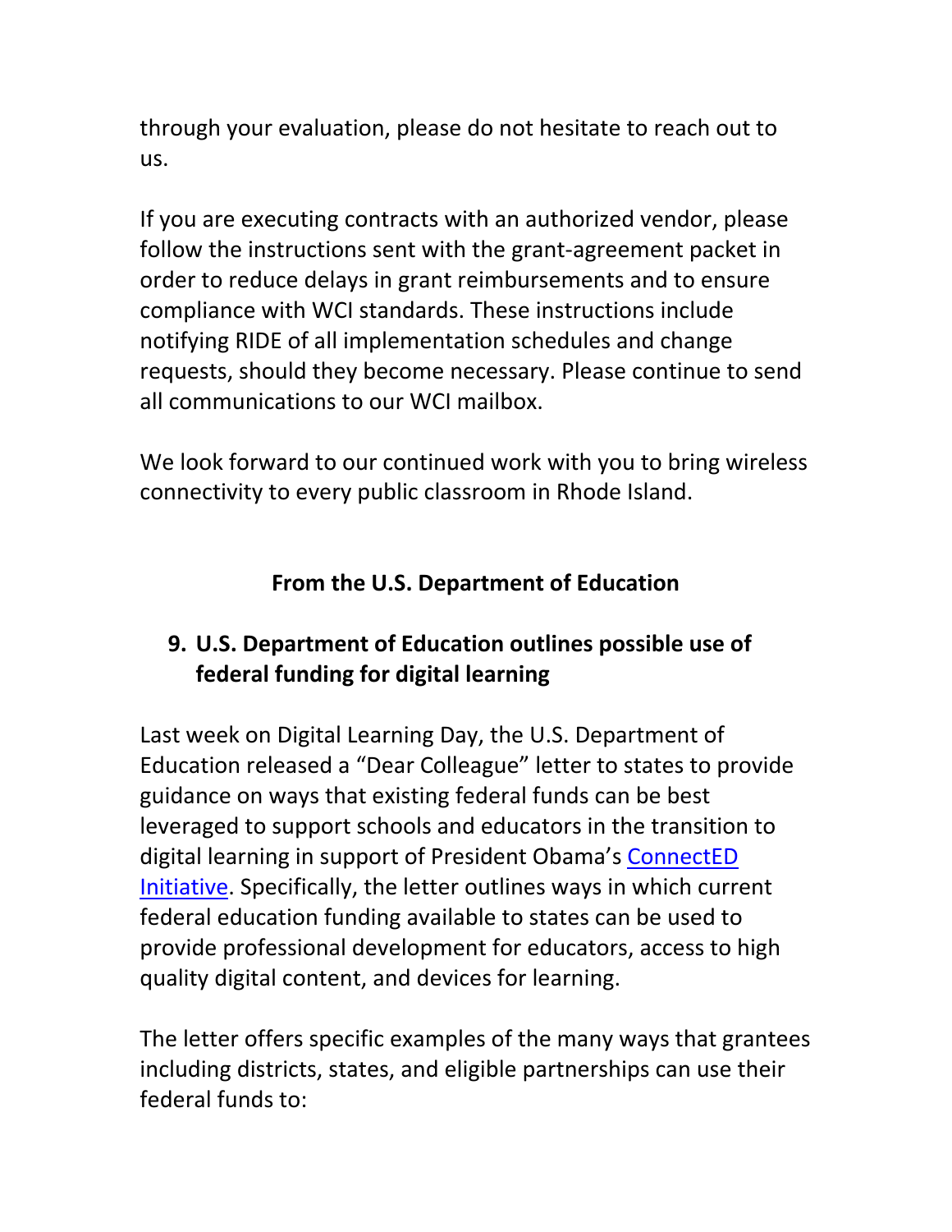through your evaluation, please do not hesitate to reach out to us.

If you are executing contracts with an authorized vendor, please follow the instructions sent with the grant-agreement packet in order to reduce delays in grant reimbursements and to ensure compliance with WCI standards. These instructions include notifying RIDE of all implementation schedules and change requests, should they become necessary. Please continue to send all communications to our WCI mailbox.

We look forward to our continued work with you to bring wireless connectivity to every public classroom in Rhode Island.

## From the U.S. Department of Education

### 9. U.S. Department of Education outlines possible use of federal funding for digital learning

Last week on Digital Learning Day, the U.S. Department of Education released a "Dear Colleague" letter to states to provide guidance on ways that existing federal funds can be best leveraged to support schools and educators in the transition to digital learning in support of President Obama's ConnectED Initiative. Specifically, the letter outlines ways in which current federal education funding available to states can be used to provide professional development for educators, access to high quality digital content, and devices for learning.

The letter offers specific examples of the many ways that grantees including districts, states, and eligible partnerships can use their federal funds to: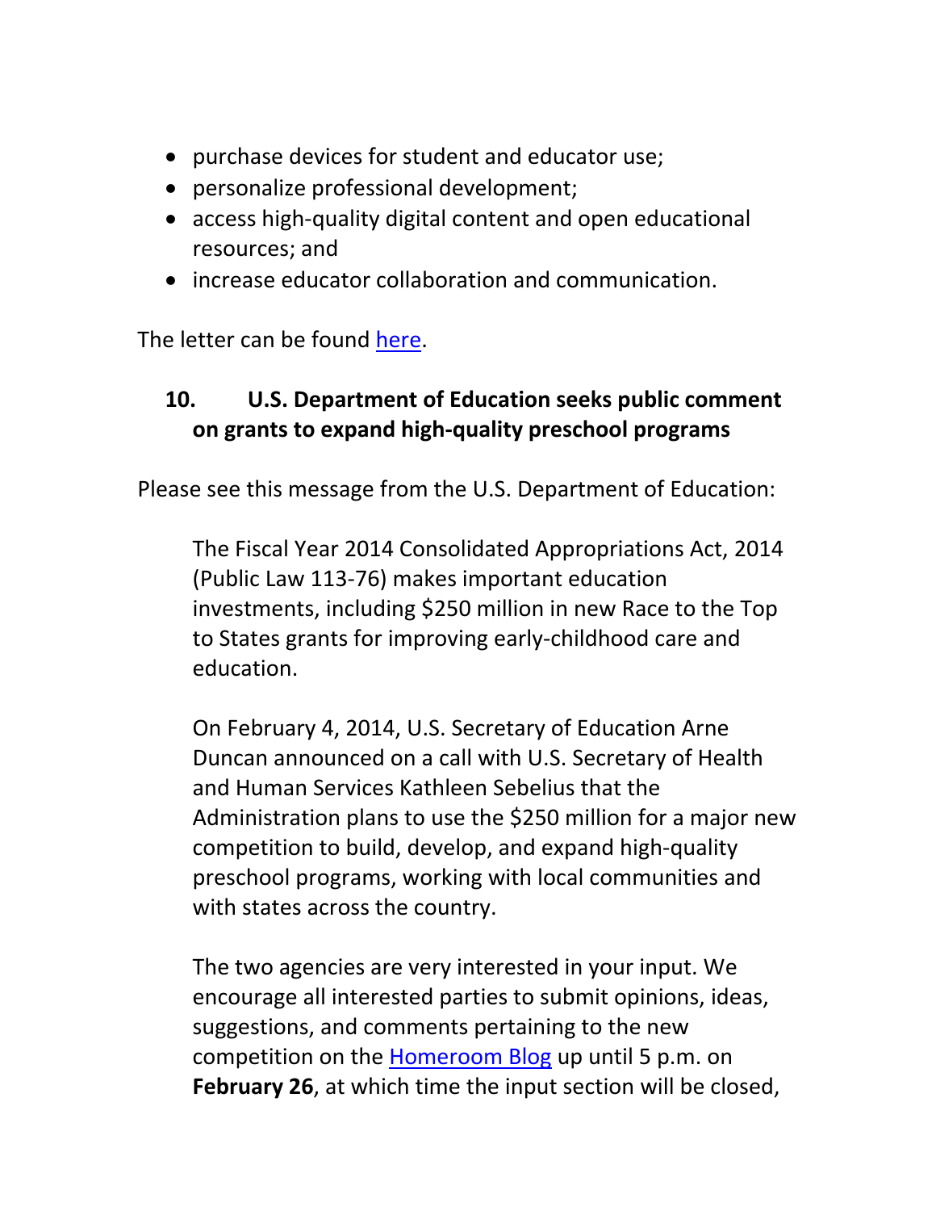- purchase devices for student and educator use;
- personalize professional development;
- access high-quality digital content and open educational resources; and
- increase educator collaboration and communication.

The letter can be found here.

### 10. U.S. Department of Education seeks public comment on grants to expand high-quality preschool programs

Please see this message from the U.S. Department of Education:

> The Fiscal Year 2014 Consolidated Appropriations Act, 2014 (Public Law 113-76) makes important education investments, including $250 million in new Race to the Top to States grants for improving early-childhood care and education.
>
> On February 4, 2014, U.S. Secretary of Education Arne Duncan announced on a call with U.S. Secretary of Health and Human Services Kathleen Sebelius that the Administration plans to use the $250 million for a major new competition to build, develop, and expand high-quality preschool programs, working with local communities and with states across the country.
>
> The two agencies are very interested in your input. We encourage all interested parties to submit opinions, ideas, suggestions, and comments pertaining to the new competition on the Homeroom Blog up until 5 p.m. on **February 26**, at which time the input section will be closed,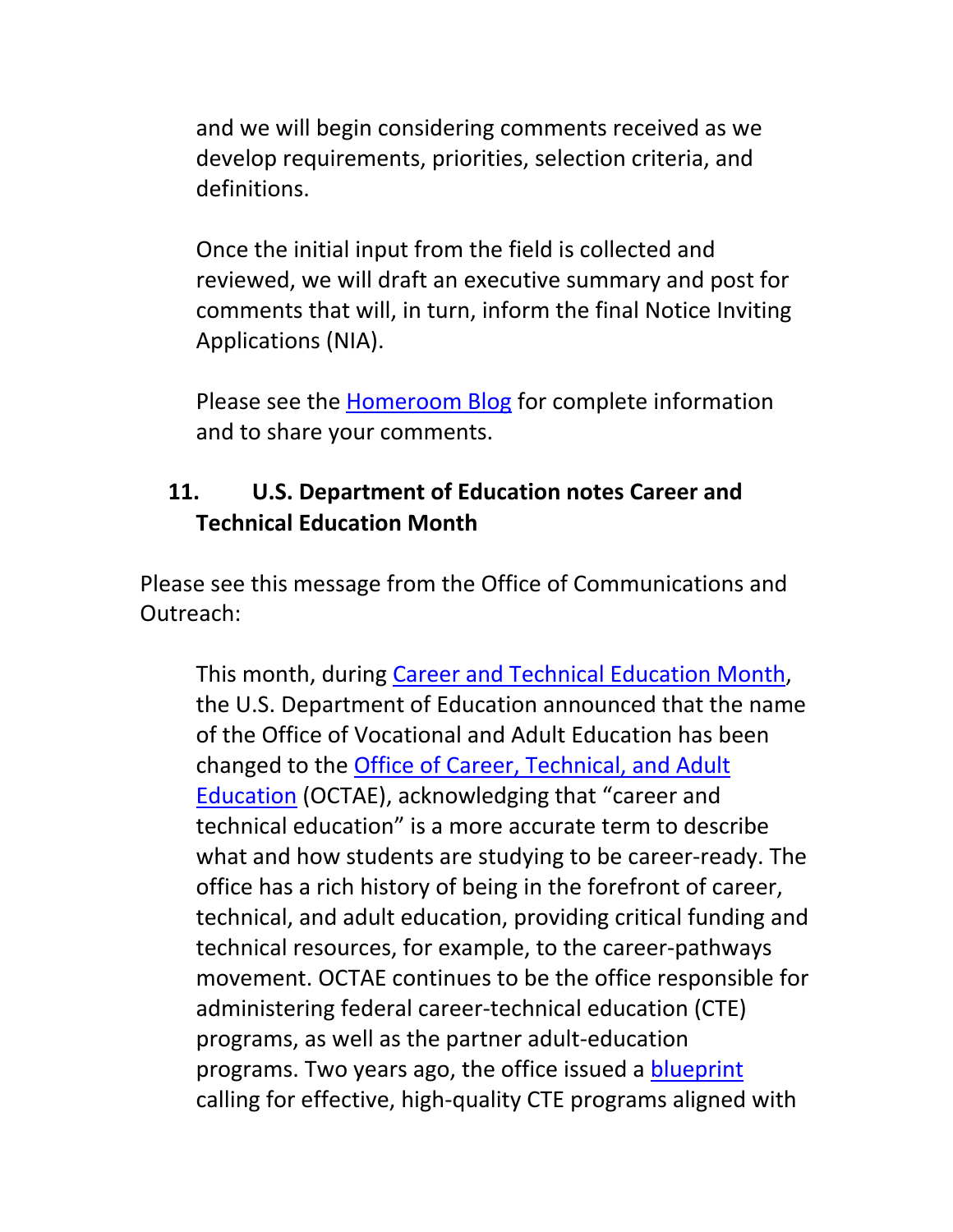and we will begin considering comments received as we develop requirements, priorities, selection criteria, and definitions.

Once the initial input from the field is collected and reviewed, we will draft an executive summary and post for comments that will, in turn, inform the final Notice Inviting Applications (NIA).

Please see the Homeroom Blog for complete information and to share your comments.

**11. U.S. Department of Education notes Career and Technical Education Month**

Please see this message from the Office of Communications and Outreach:

This month, during Career and Technical Education Month, the U.S. Department of Education announced that the name of the Office of Vocational and Adult Education has been changed to the Office of Career, Technical, and Adult Education (OCTAE), acknowledging that "career and technical education" is a more accurate term to describe what and how students are studying to be career-ready. The office has a rich history of being in the forefront of career, technical, and adult education, providing critical funding and technical resources, for example, to the career-pathways movement. OCTAE continues to be the office responsible for administering federal career-technical education (CTE) programs, as well as the partner adult-education programs. Two years ago, the office issued a blueprint calling for effective, high-quality CTE programs aligned with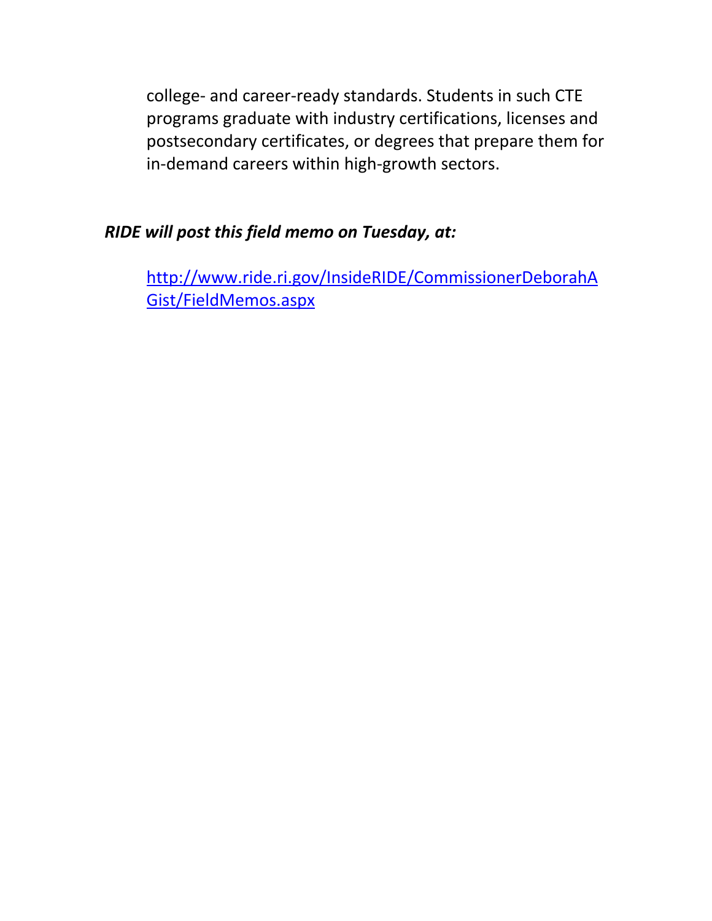college- and career-ready standards. Students in such CTE programs graduate with industry certifications, licenses and postsecondary certificates, or degrees that prepare them for in-demand careers within high-growth sectors.

***RIDE will post this field memo on Tuesday, at:***

[http://www.ride.ri.gov/InsideRIDE/CommissionerDeborahAGist/FieldMemos.aspx](http://www.ride.ri.gov/InsideRIDE/CommissionerDeborahAGist/FieldMemos.aspx)